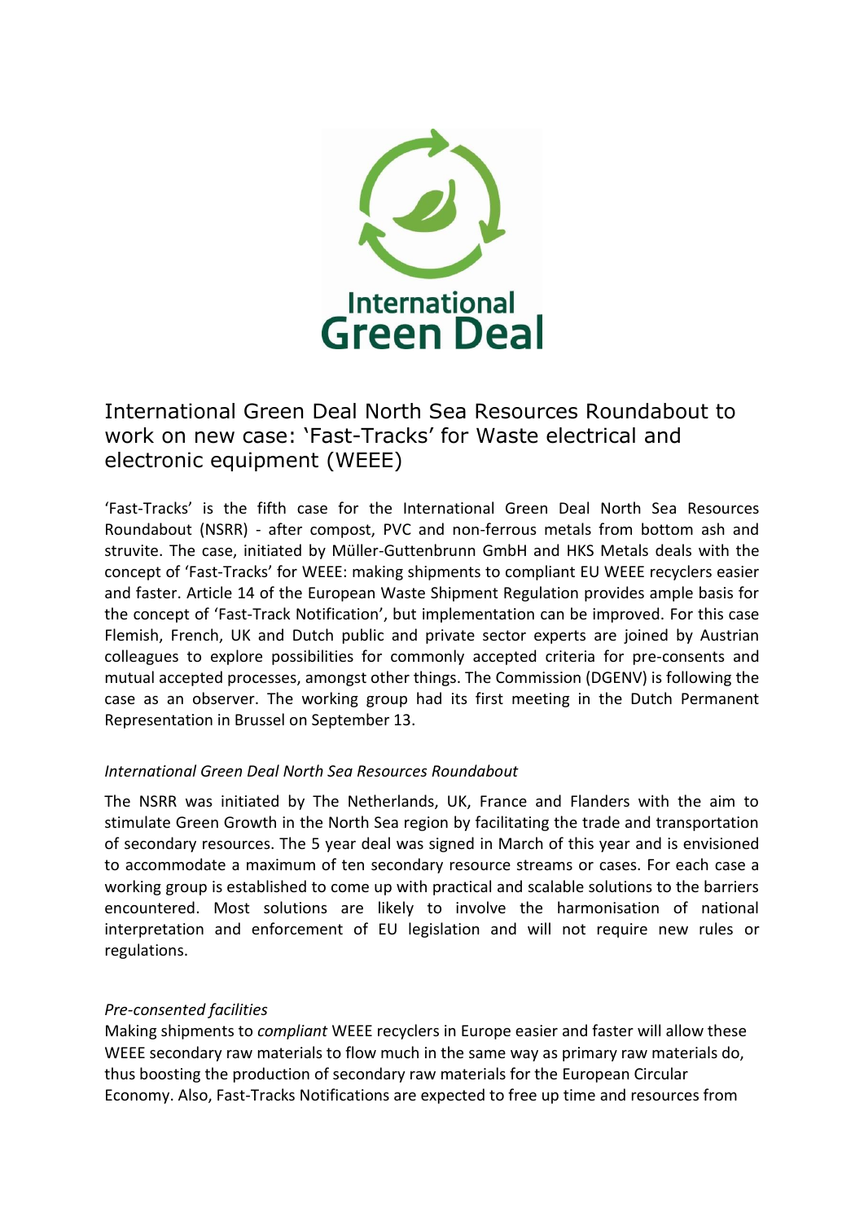International Green Deal

# International Green Deal North Sea Resources Roundabout to work on new case: 'Fast-Tracks' for Waste electrical and electronic equipment (WEEE)

'Fast-Tracks' is the fifth case for the International Green Deal North Sea Resources Roundabout (NSRR) - after compost, PVC and non-ferrous metals from bottom ash and struvite. The case, initiated by Müller-Guttenbrunn GmbH and HKS Metals deals with the concept of 'Fast-Tracks' for WEEE: making shipments to compliant EU WEEE recyclers easier and faster. Article 14 of the European Waste Shipment Regulation provides ample basis for the concept of 'Fast-Track Notification', but implementation can be improved. For this case Flemish, French, UK and Dutch public and private sector experts are joined by Austrian colleagues to explore possibilities for commonly accepted criteria for pre-consents and mutual accepted processes, amongst other things. The Commission (DGENV) is following the case as an observer. The working group had its first meeting in the Dutch Permanent Representation in Brussel on September 13.

*International Green Deal North Sea Resources Roundabout*

The NSRR was initiated by The Netherlands, UK, France and Flanders with the aim to stimulate Green Growth in the North Sea region by facilitating the trade and transportation of secondary resources. The 5 year deal was signed in March of this year and is envisioned to accommodate a maximum of ten secondary resource streams or cases. For each case a working group is established to come up with practical and scalable solutions to the barriers encountered. Most solutions are likely to involve the harmonisation of national interpretation and enforcement of EU legislation and will not require new rules or regulations.

*Pre-consented facilities*

Making shipments to *compliant* WEEE recyclers in Europe easier and faster will allow these WEEE secondary raw materials to flow much in the same way as primary raw materials do, thus boosting the production of secondary raw materials for the European Circular Economy. Also, Fast-Tracks Notifications are expected to free up time and resources from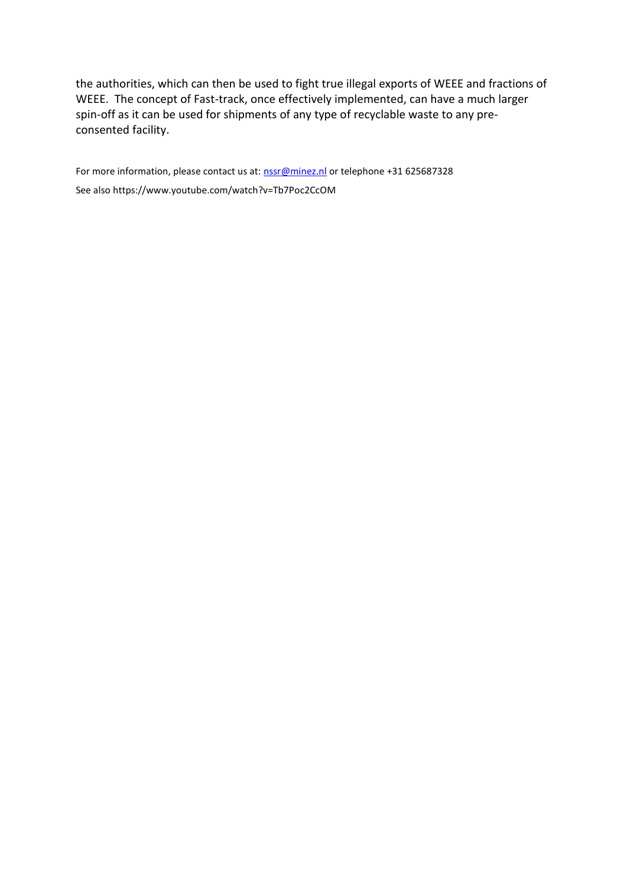the authorities, which can then be used to fight true illegal exports of WEEE and fractions of WEEE. The concept of Fast-track, once effectively implemented, can have a much larger spin-off as it can be used for shipments of any type of recyclable waste to any pre-consented facility.

For more information, please contact us at: nssr@minez.nl or telephone +31 625687328

See also https://www.youtube.com/watch?v=Tb7Poc2CcOM